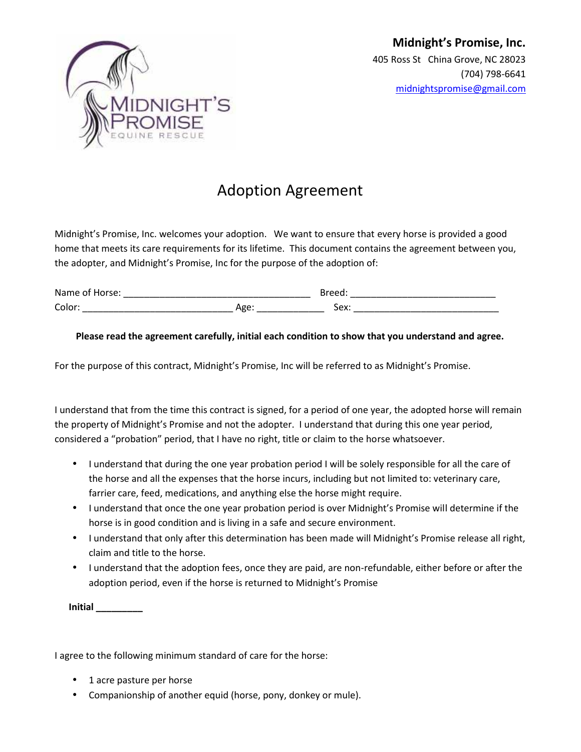**Midnight's Promise, Inc.**
405 Ross St  China Grove, NC 28023
(704) 798-6641
midnightspromise@gmail.com

# Adoption Agreement

Midnight's Promise, Inc. welcomes your adoption. We want to ensure that every horse is provided a good home that meets its care requirements for its lifetime. This document contains the agreement between you, the adopter, and Midnight's Promise, Inc for the purpose of the adoption of:

Name of Horse: ___________________________________ Breed: ___________________________
Color: ____________________________ Age: ____________ Sex: ___________________________

**Please read the agreement carefully, initial each condition to show that you understand and agree.**

For the purpose of this contract, Midnight's Promise, Inc will be referred to as Midnight's Promise.

I understand that from the time this contract is signed, for a period of one year, the adopted horse will remain the property of Midnight's Promise and not the adopter. I understand that during this one year period, considered a "probation" period, that I have no right, title or claim to the horse whatsoever.

- I understand that during the one year probation period I will be solely responsible for all the care of the horse and all the expenses that the horse incurs, including but not limited to: veterinary care, farrier care, feed, medications, and anything else the horse might require.
- I understand that once the one year probation period is over Midnight's Promise will determine if the horse is in good condition and is living in a safe and secure environment.
- I understand that only after this determination has been made will Midnight's Promise release all right, claim and title to the horse.
- I understand that the adoption fees, once they are paid, are non-refundable, either before or after the adoption period, even if the horse is returned to Midnight's Promise

**Initial _________**

I agree to the following minimum standard of care for the horse:

- 1 acre pasture per horse
- Companionship of another equid (horse, pony, donkey or mule).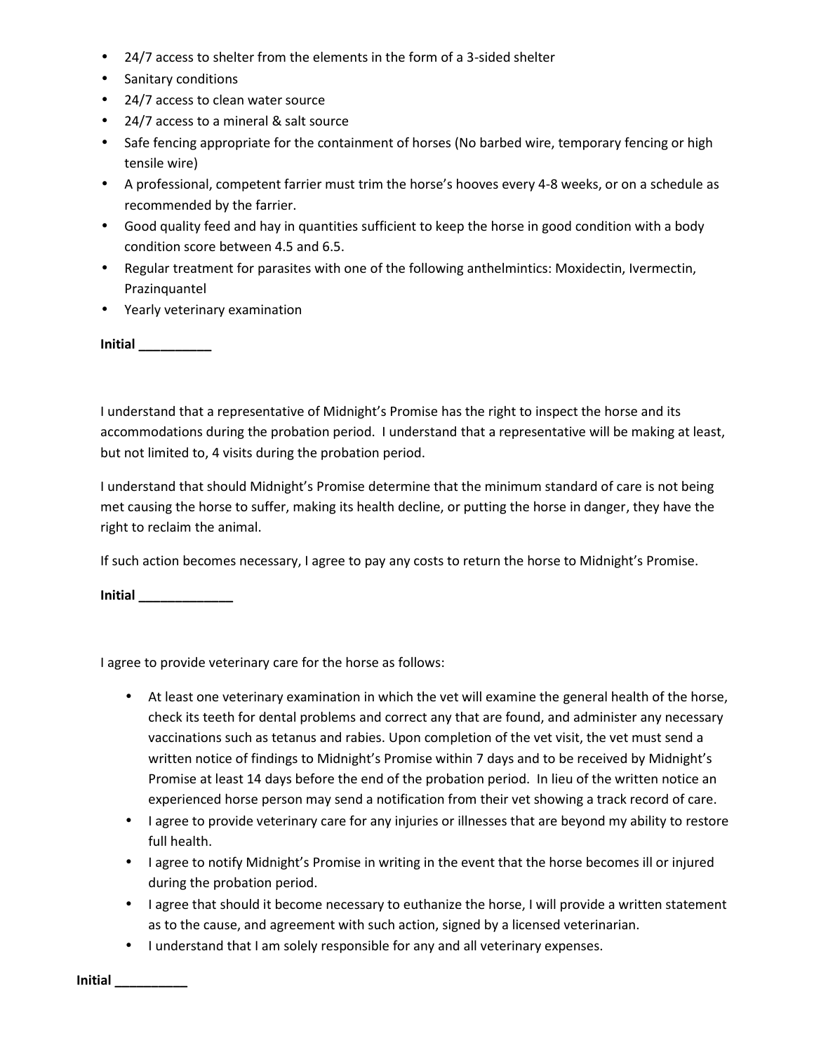- 24/7 access to shelter from the elements in the form of a 3-sided shelter
- Sanitary conditions
- 24/7 access to clean water source
- 24/7 access to a mineral & salt source
- Safe fencing appropriate for the containment of horses (No barbed wire, temporary fencing or high tensile wire)
- A professional, competent farrier must trim the horse's hooves every 4-8 weeks, or on a schedule as recommended by the farrier.
- Good quality feed and hay in quantities sufficient to keep the horse in good condition with a body condition score between 4.5 and 6.5.
- Regular treatment for parasites with one of the following anthelmintics: Moxidectin, Ivermectin, Prazinquantel
- Yearly veterinary examination

**Initial __________**

I understand that a representative of Midnight's Promise has the right to inspect the horse and its accommodations during the probation period. I understand that a representative will be making at least, but not limited to, 4 visits during the probation period.

I understand that should Midnight's Promise determine that the minimum standard of care is not being met causing the horse to suffer, making its health decline, or putting the horse in danger, they have the right to reclaim the animal.

If such action becomes necessary, I agree to pay any costs to return the horse to Midnight's Promise.

**Initial _____________**

I agree to provide veterinary care for the horse as follows:

- At least one veterinary examination in which the vet will examine the general health of the horse, check its teeth for dental problems and correct any that are found, and administer any necessary vaccinations such as tetanus and rabies. Upon completion of the vet visit, the vet must send a written notice of findings to Midnight's Promise within 7 days and to be received by Midnight's Promise at least 14 days before the end of the probation period. In lieu of the written notice an experienced horse person may send a notification from their vet showing a track record of care.
- I agree to provide veterinary care for any injuries or illnesses that are beyond my ability to restore full health.
- I agree to notify Midnight's Promise in writing in the event that the horse becomes ill or injured during the probation period.
- I agree that should it become necessary to euthanize the horse, I will provide a written statement as to the cause, and agreement with such action, signed by a licensed veterinarian.
- I understand that I am solely responsible for any and all veterinary expenses.

**Initial __________**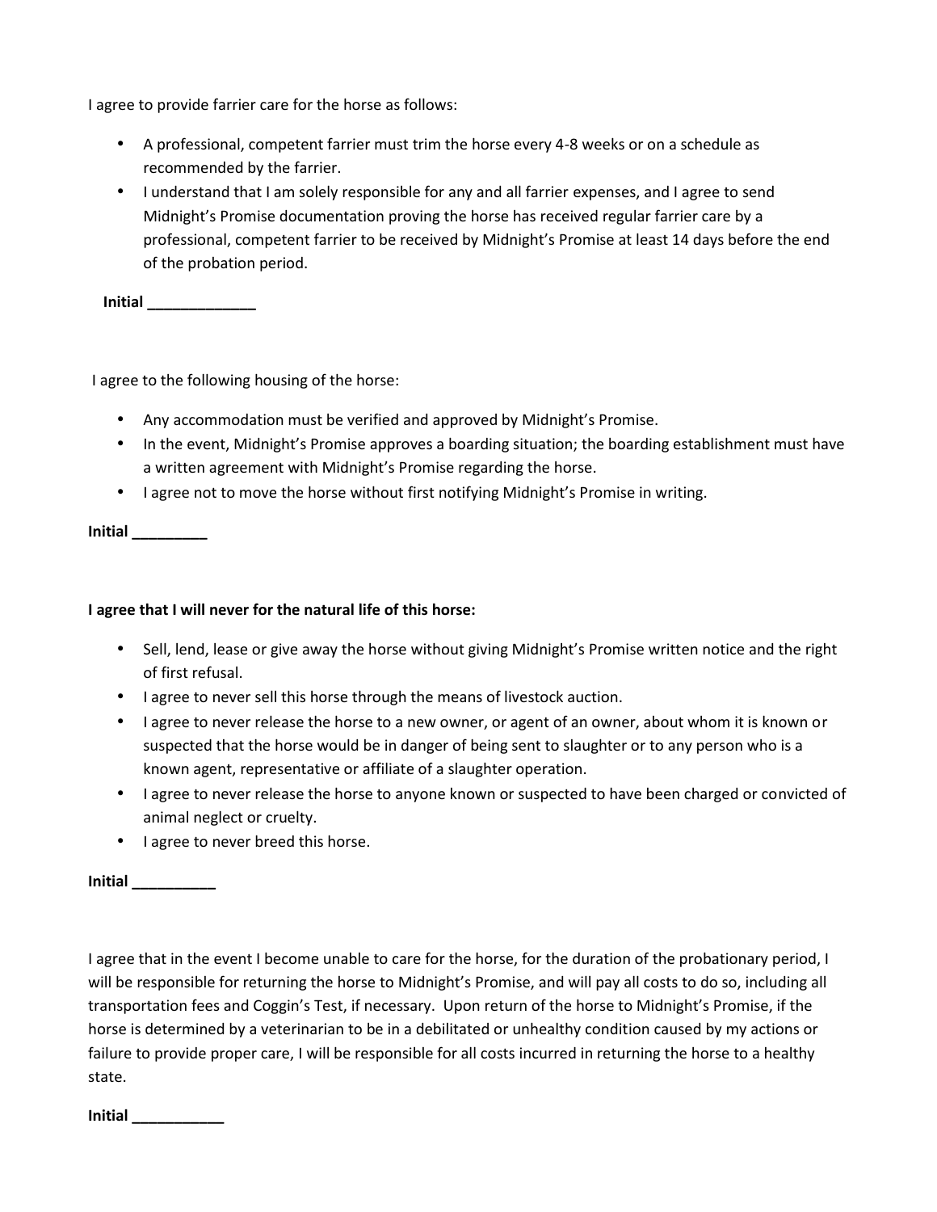I agree to provide farrier care for the horse as follows:

- A professional, competent farrier must trim the horse every 4-8 weeks or on a schedule as recommended by the farrier.
- I understand that I am solely responsible for any and all farrier expenses, and I agree to send Midnight's Promise documentation proving the horse has received regular farrier care by a professional, competent farrier to be received by Midnight's Promise at least 14 days before the end of the probation period.

**Initial _____________**

I agree to the following housing of the horse:

- Any accommodation must be verified and approved by Midnight's Promise.
- In the event, Midnight's Promise approves a boarding situation; the boarding establishment must have a written agreement with Midnight's Promise regarding the horse.
- I agree not to move the horse without first notifying Midnight's Promise in writing.

**Initial _________**

**I agree that I will never for the natural life of this horse:**

- Sell, lend, lease or give away the horse without giving Midnight's Promise written notice and the right of first refusal.
- I agree to never sell this horse through the means of livestock auction.
- I agree to never release the horse to a new owner, or agent of an owner, about whom it is known or suspected that the horse would be in danger of being sent to slaughter or to any person who is a known agent, representative or affiliate of a slaughter operation.
- I agree to never release the horse to anyone known or suspected to have been charged or convicted of animal neglect or cruelty.
- I agree to never breed this horse.

**Initial __________**

I agree that in the event I become unable to care for the horse, for the duration of the probationary period, I will be responsible for returning the horse to Midnight's Promise, and will pay all costs to do so, including all transportation fees and Coggin's Test, if necessary. Upon return of the horse to Midnight's Promise, if the horse is determined by a veterinarian to be in a debilitated or unhealthy condition caused by my actions or failure to provide proper care, I will be responsible for all costs incurred in returning the horse to a healthy state.

**Initial ___________**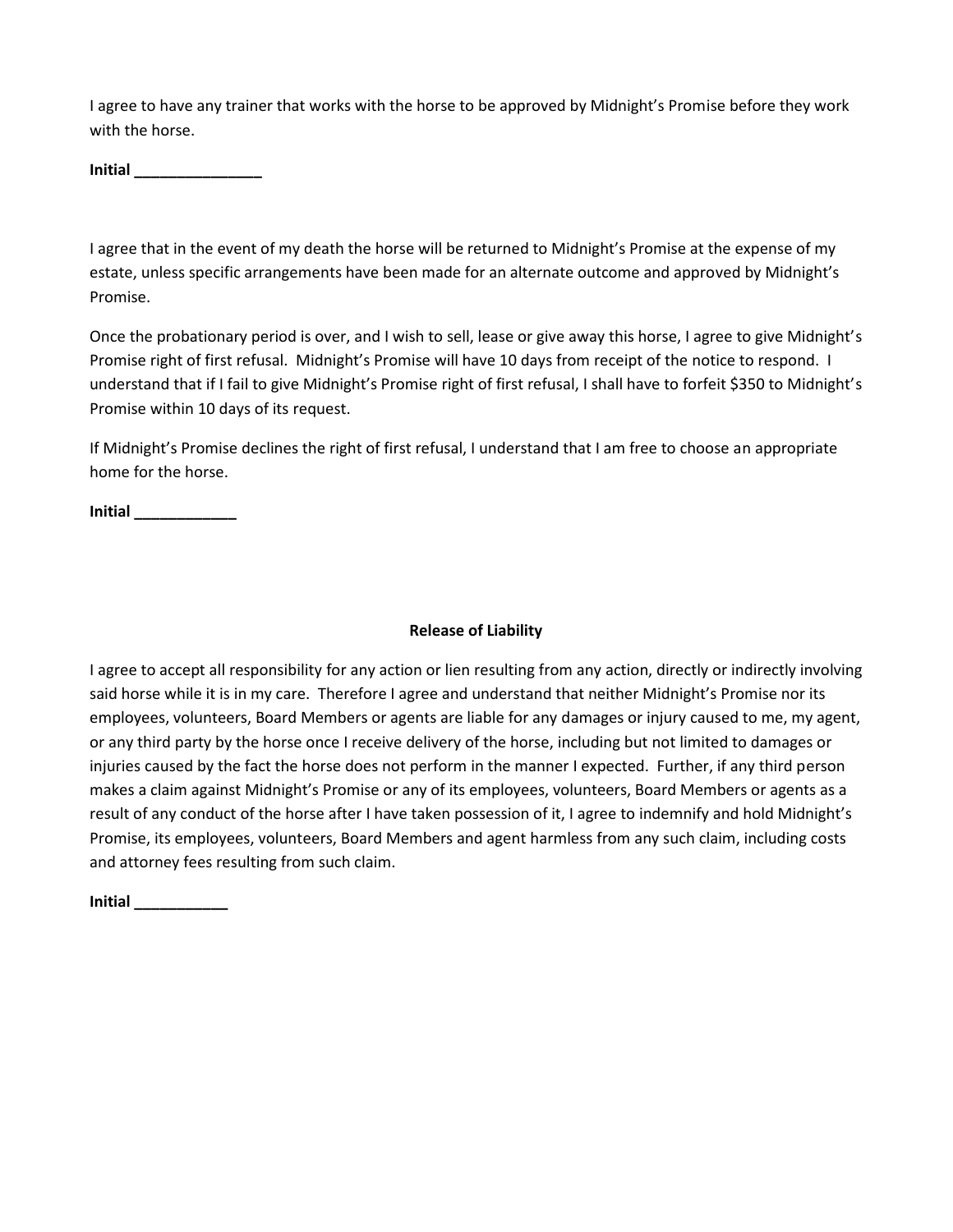I agree to have any trainer that works with the horse to be approved by Midnight's Promise before they work with the horse.

**Initial _______________**

I agree that in the event of my death the horse will be returned to Midnight's Promise at the expense of my estate, unless specific arrangements have been made for an alternate outcome and approved by Midnight's Promise.

Once the probationary period is over, and I wish to sell, lease or give away this horse, I agree to give Midnight's Promise right of first refusal. Midnight's Promise will have 10 days from receipt of the notice to respond. I understand that if I fail to give Midnight's Promise right of first refusal, I shall have to forfeit $350 to Midnight's Promise within 10 days of its request.

If Midnight's Promise declines the right of first refusal, I understand that I am free to choose an appropriate home for the horse.

**Initial ____________**

**Release of Liability**

I agree to accept all responsibility for any action or lien resulting from any action, directly or indirectly involving said horse while it is in my care. Therefore I agree and understand that neither Midnight's Promise nor its employees, volunteers, Board Members or agents are liable for any damages or injury caused to me, my agent, or any third party by the horse once I receive delivery of the horse, including but not limited to damages or injuries caused by the fact the horse does not perform in the manner I expected. Further, if any third person makes a claim against Midnight's Promise or any of its employees, volunteers, Board Members or agents as a result of any conduct of the horse after I have taken possession of it, I agree to indemnify and hold Midnight's Promise, its employees, volunteers, Board Members and agent harmless from any such claim, including costs and attorney fees resulting from such claim.

**Initial ___________**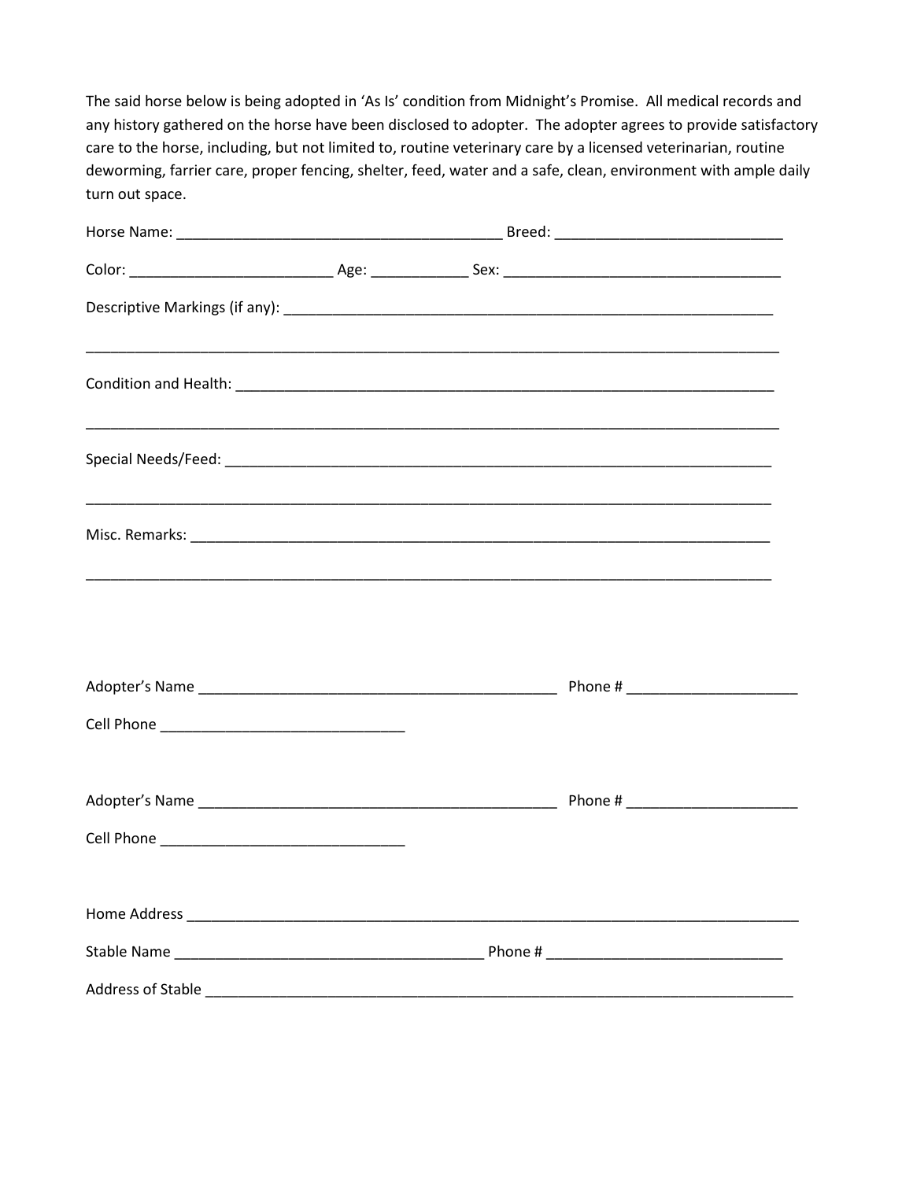The said horse below is being adopted in 'As Is' condition from Midnight's Promise. All medical records and any history gathered on the horse have been disclosed to adopter. The adopter agrees to provide satisfactory care to the horse, including, but not limited to, routine veterinary care by a licensed veterinarian, routine deworming, farrier care, proper fencing, shelter, feed, water and a safe, clean, environment with ample daily turn out space.

Horse Name: ________________________________________ Breed: ____________________________

Color: _________________________ Age: ____________ Sex: __________________________________

Descriptive Markings (if any): ______________________________________________________________

_______________________________________________________________________________________

Condition and Health: ___________________________________________________________________

_______________________________________________________________________________________

Special Needs/Feed: ____________________________________________________________________

_______________________________________________________________________________________

Misc. Remarks: _________________________________________________________________________

_______________________________________________________________________________________

Adopter's Name ____________________________________________ Phone # _____________________

Cell Phone ______________________________

Adopter's Name ____________________________________________ Phone # _____________________

Cell Phone ______________________________

Home Address _______________________________________________________________________

Stable Name ______________________________________ Phone # _____________________________

Address of Stable ____________________________________________________________________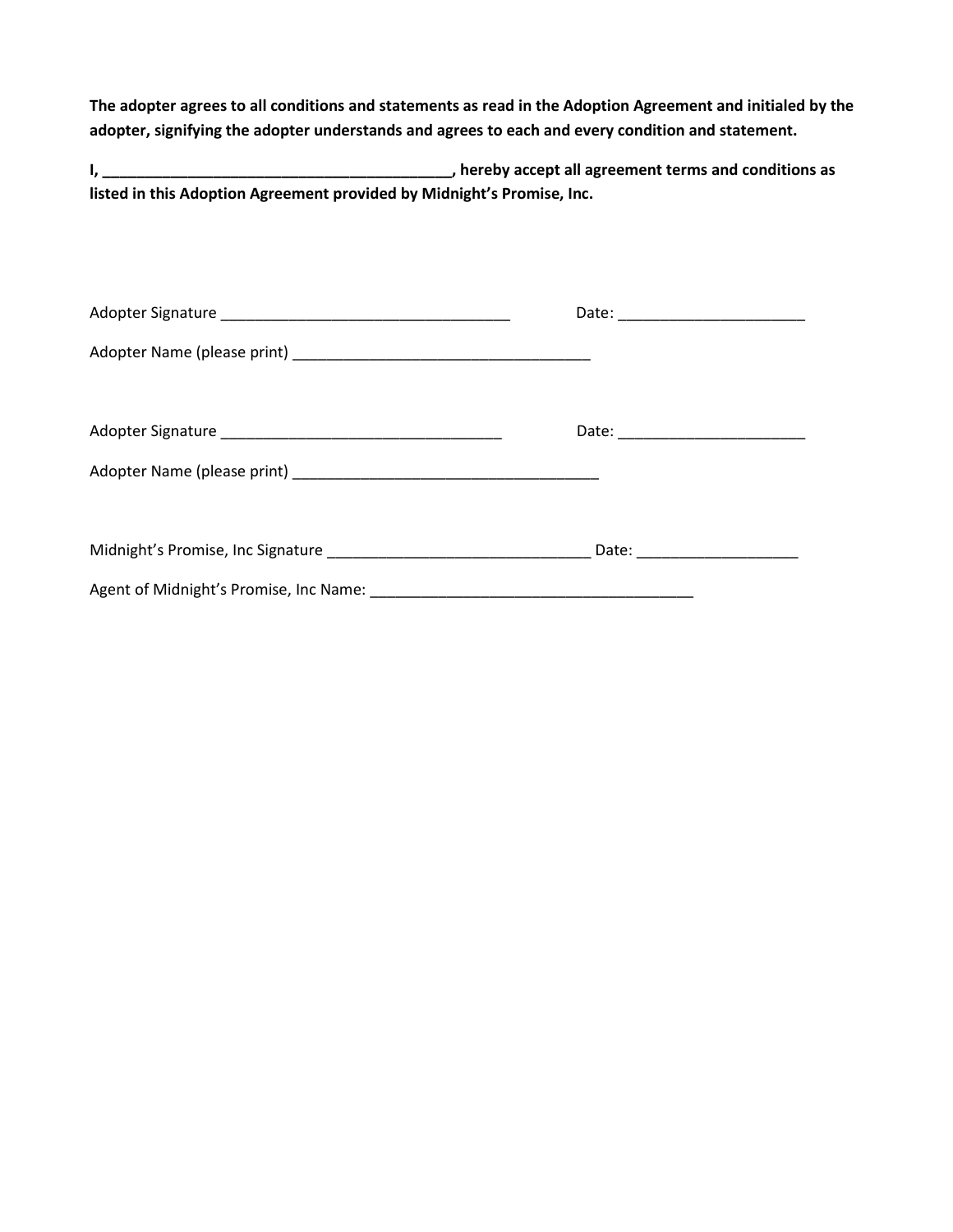**The adopter agrees to all conditions and statements as read in the Adoption Agreement and initialed by the adopter, signifying the adopter understands and agrees to each and every condition and statement.**

**I, __________________________________________, hereby accept all agreement terms and conditions as listed in this Adoption Agreement provided by Midnight's Promise, Inc.**

Adopter Signature __________________________________ Date: ______________________

Adopter Name (please print) ____________________________________

Adopter Signature _________________________________ Date: ______________________

Adopter Name (please print) _____________________________________

Midnight's Promise, Inc Signature _______________________________ Date: ___________________

Agent of Midnight's Promise, Inc Name: ______________________________________